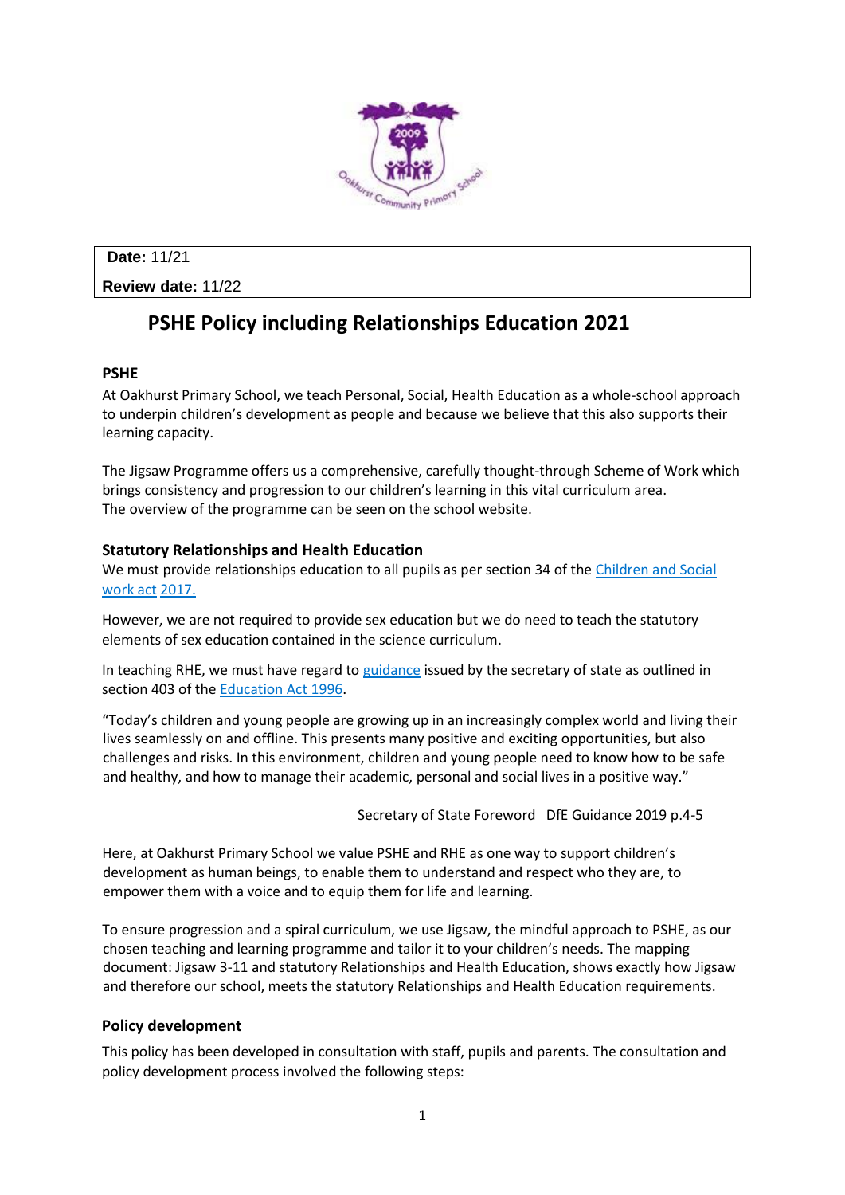**Date:** 11/21

**Review date:** 11/22

# PSHE Policy including Relationships Education 2021

### PSHE

At Oakhurst Primary School, we teach Personal, Social, Health Education as a whole-school approach to underpin children's development as people and because we believe that this also supports their learning capacity.

The Jigsaw Programme offers us a comprehensive, carefully thought-through Scheme of Work which brings consistency and progression to our children's learning in this vital curriculum area. The overview of the programme can be seen on the school website.

### Statutory Relationships and Health Education

We must provide relationships education to all pupils as per section 34 of the Children and Social work act 2017.

However, we are not required to provide sex education but we do need to teach the statutory elements of sex education contained in the science curriculum.

In teaching RHE, we must have regard to guidance issued by the secretary of state as outlined in section 403 of the Education Act 1996.

"Today's children and young people are growing up in an increasingly complex world and living their lives seamlessly on and offline. This presents many positive and exciting opportunities, but also challenges and risks. In this environment, children and young people need to know how to be safe and healthy, and how to manage their academic, personal and social lives in a positive way."

Secretary of State Foreword DfE Guidance 2019 p.4-5

Here, at Oakhurst Primary School we value PSHE and RHE as one way to support children's development as human beings, to enable them to understand and respect who they are, to empower them with a voice and to equip them for life and learning.

To ensure progression and a spiral curriculum, we use Jigsaw, the mindful approach to PSHE, as our chosen teaching and learning programme and tailor it to your children's needs. The mapping document: Jigsaw 3-11 and statutory Relationships and Health Education, shows exactly how Jigsaw and therefore our school, meets the statutory Relationships and Health Education requirements.

### Policy development

This policy has been developed in consultation with staff, pupils and parents. The consultation and policy development process involved the following steps: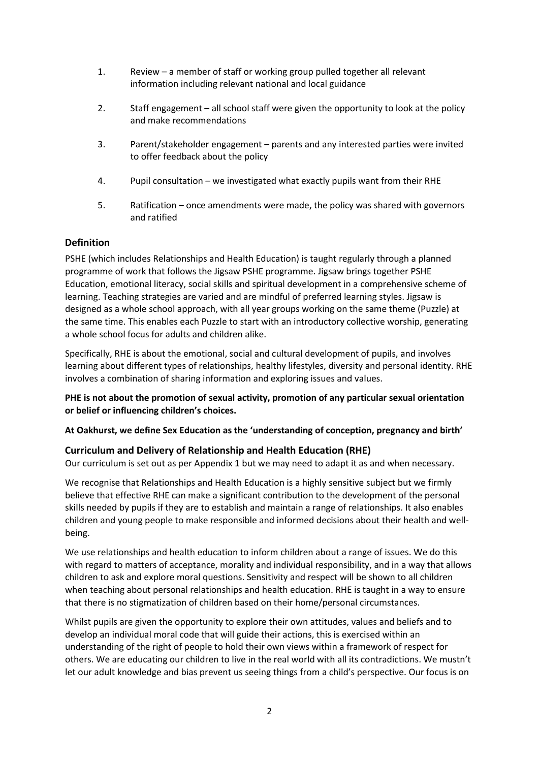1. Review – a member of staff or working group pulled together all relevant information including relevant national and local guidance

2. Staff engagement – all school staff were given the opportunity to look at the policy and make recommendations

3. Parent/stakeholder engagement – parents and any interested parties were invited to offer feedback about the policy

4. Pupil consultation – we investigated what exactly pupils want from their RHE

5. Ratification – once amendments were made, the policy was shared with governors and ratified

## Definition

PSHE (which includes Relationships and Health Education) is taught regularly through a planned programme of work that follows the Jigsaw PSHE programme. Jigsaw brings together PSHE Education, emotional literacy, social skills and spiritual development in a comprehensive scheme of learning. Teaching strategies are varied and are mindful of preferred learning styles. Jigsaw is designed as a whole school approach, with all year groups working on the same theme (Puzzle) at the same time. This enables each Puzzle to start with an introductory collective worship, generating a whole school focus for adults and children alike.

Specifically, RHE is about the emotional, social and cultural development of pupils, and involves learning about different types of relationships, healthy lifestyles, diversity and personal identity. RHE involves a combination of sharing information and exploring issues and values.

**PHE is not about the promotion of sexual activity, promotion of any particular sexual orientation or belief or influencing children's choices.**

**At Oakhurst, we define Sex Education as the 'understanding of conception, pregnancy and birth'**

## Curriculum and Delivery of Relationship and Health Education (RHE)

Our curriculum is set out as per Appendix 1 but we may need to adapt it as and when necessary.

We recognise that Relationships and Health Education is a highly sensitive subject but we firmly believe that effective RHE can make a significant contribution to the development of the personal skills needed by pupils if they are to establish and maintain a range of relationships. It also enables children and young people to make responsible and informed decisions about their health and well-being.

We use relationships and health education to inform children about a range of issues. We do this with regard to matters of acceptance, morality and individual responsibility, and in a way that allows children to ask and explore moral questions. Sensitivity and respect will be shown to all children when teaching about personal relationships and health education. RHE is taught in a way to ensure that there is no stigmatization of children based on their home/personal circumstances.

Whilst pupils are given the opportunity to explore their own attitudes, values and beliefs and to develop an individual moral code that will guide their actions, this is exercised within an understanding of the right of people to hold their own views within a framework of respect for others. We are educating our children to live in the real world with all its contradictions. We mustn't let our adult knowledge and bias prevent us seeing things from a child's perspective. Our focus is on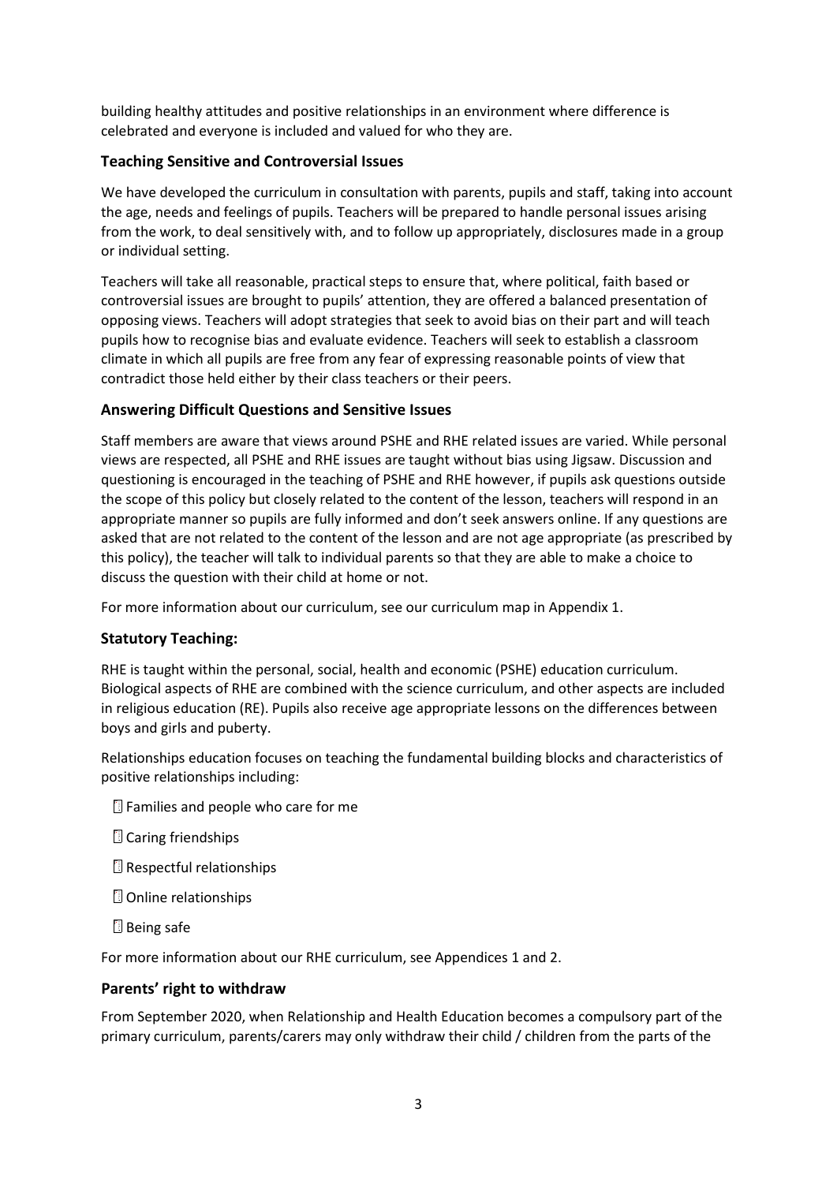building healthy attitudes and positive relationships in an environment where difference is celebrated and everyone is included and valued for who they are.

### Teaching Sensitive and Controversial Issues

We have developed the curriculum in consultation with parents, pupils and staff, taking into account the age, needs and feelings of pupils. Teachers will be prepared to handle personal issues arising from the work, to deal sensitively with, and to follow up appropriately, disclosures made in a group or individual setting.

Teachers will take all reasonable, practical steps to ensure that, where political, faith based or controversial issues are brought to pupils' attention, they are offered a balanced presentation of opposing views. Teachers will adopt strategies that seek to avoid bias on their part and will teach pupils how to recognise bias and evaluate evidence. Teachers will seek to establish a classroom climate in which all pupils are free from any fear of expressing reasonable points of view that contradict those held either by their class teachers or their peers.

### Answering Difficult Questions and Sensitive Issues

Staff members are aware that views around PSHE and RHE related issues are varied. While personal views are respected, all PSHE and RHE issues are taught without bias using Jigsaw. Discussion and questioning is encouraged in the teaching of PSHE and RHE however, if pupils ask questions outside the scope of this policy but closely related to the content of the lesson, teachers will respond in an appropriate manner so pupils are fully informed and don't seek answers online. If any questions are asked that are not related to the content of the lesson and are not age appropriate (as prescribed by this policy), the teacher will talk to individual parents so that they are able to make a choice to discuss the question with their child at home or not.

For more information about our curriculum, see our curriculum map in Appendix 1.

### Statutory Teaching:

RHE is taught within the personal, social, health and economic (PSHE) education curriculum. Biological aspects of RHE are combined with the science curriculum, and other aspects are included in religious education (RE). Pupils also receive age appropriate lessons on the differences between boys and girls and puberty.

Relationships education focuses on teaching the fundamental building blocks and characteristics of positive relationships including:

- Families and people who care for me
- Caring friendships
- Respectful relationships
- Online relationships
- Being safe

For more information about our RHE curriculum, see Appendices 1 and 2.

### Parents' right to withdraw

From September 2020, when Relationship and Health Education becomes a compulsory part of the primary curriculum, parents/carers may only withdraw their child / children from the parts of the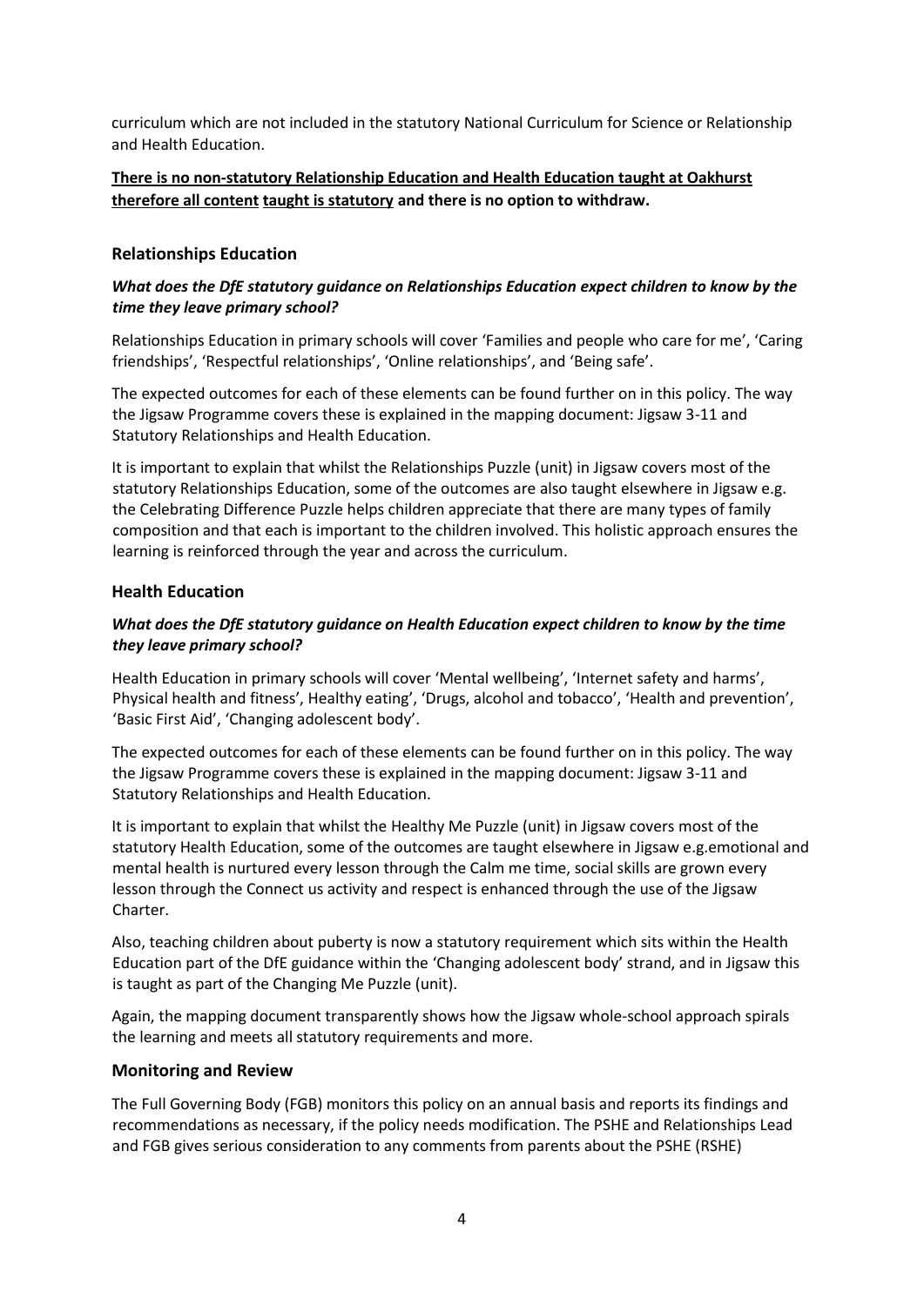curriculum which are not included in the statutory National Curriculum for Science or Relationship and Health Education.

**<u>There is no non-statutory Relationship Education and Health Education taught at Oakhurst therefore all content</u> <u>taught is statutory</u> and there is no option to withdraw.**

## Relationships Education

***What does the DfE statutory guidance on Relationships Education expect children to know by the time they leave primary school?***

Relationships Education in primary schools will cover 'Families and people who care for me', 'Caring friendships', 'Respectful relationships', 'Online relationships', and 'Being safe'.

The expected outcomes for each of these elements can be found further on in this policy. The way the Jigsaw Programme covers these is explained in the mapping document: Jigsaw 3-11 and Statutory Relationships and Health Education.

It is important to explain that whilst the Relationships Puzzle (unit) in Jigsaw covers most of the statutory Relationships Education, some of the outcomes are also taught elsewhere in Jigsaw e.g. the Celebrating Difference Puzzle helps children appreciate that there are many types of family composition and that each is important to the children involved. This holistic approach ensures the learning is reinforced through the year and across the curriculum.

## Health Education

***What does the DfE statutory guidance on Health Education expect children to know by the time they leave primary school?***

Health Education in primary schools will cover 'Mental wellbeing', 'Internet safety and harms', Physical health and fitness', Healthy eating', 'Drugs, alcohol and tobacco', 'Health and prevention', 'Basic First Aid', 'Changing adolescent body'.

The expected outcomes for each of these elements can be found further on in this policy. The way the Jigsaw Programme covers these is explained in the mapping document: Jigsaw 3-11 and Statutory Relationships and Health Education.

It is important to explain that whilst the Healthy Me Puzzle (unit) in Jigsaw covers most of the statutory Health Education, some of the outcomes are taught elsewhere in Jigsaw e.g.emotional and mental health is nurtured every lesson through the Calm me time, social skills are grown every lesson through the Connect us activity and respect is enhanced through the use of the Jigsaw Charter.

Also, teaching children about puberty is now a statutory requirement which sits within the Health Education part of the DfE guidance within the 'Changing adolescent body' strand, and in Jigsaw this is taught as part of the Changing Me Puzzle (unit).

Again, the mapping document transparently shows how the Jigsaw whole-school approach spirals the learning and meets all statutory requirements and more.

## Monitoring and Review

The Full Governing Body (FGB) monitors this policy on an annual basis and reports its findings and recommendations as necessary, if the policy needs modification. The PSHE and Relationships Lead and FGB gives serious consideration to any comments from parents about the PSHE (RSHE)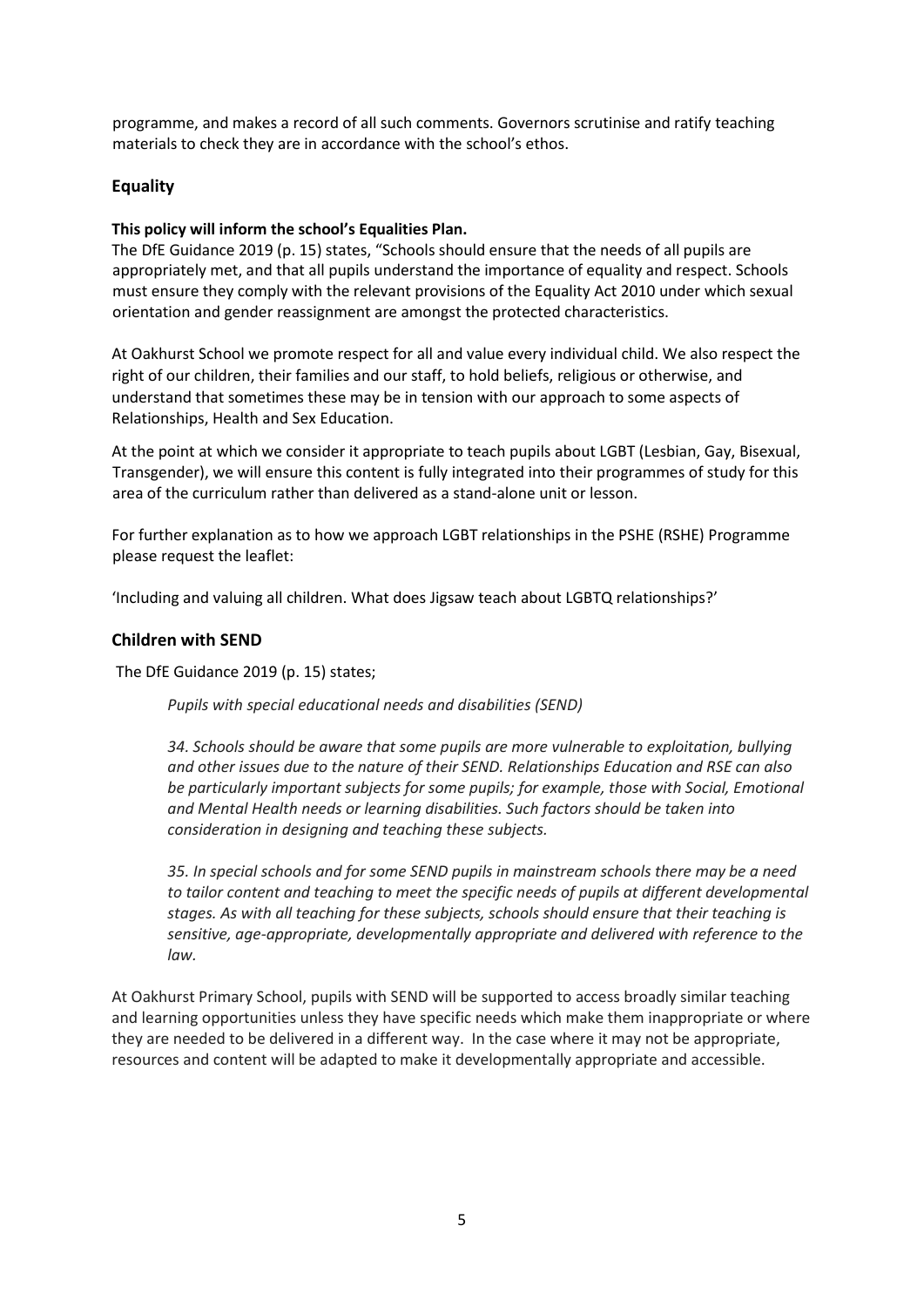programme, and makes a record of all such comments. Governors scrutinise and ratify teaching materials to check they are in accordance with the school's ethos.

## Equality

**This policy will inform the school's Equalities Plan.**

The DfE Guidance 2019 (p. 15) states, "Schools should ensure that the needs of all pupils are appropriately met, and that all pupils understand the importance of equality and respect. Schools must ensure they comply with the relevant provisions of the Equality Act 2010 under which sexual orientation and gender reassignment are amongst the protected characteristics.

At Oakhurst School we promote respect for all and value every individual child. We also respect the right of our children, their families and our staff, to hold beliefs, religious or otherwise, and understand that sometimes these may be in tension with our approach to some aspects of Relationships, Health and Sex Education.

At the point at which we consider it appropriate to teach pupils about LGBT (Lesbian, Gay, Bisexual, Transgender), we will ensure this content is fully integrated into their programmes of study for this area of the curriculum rather than delivered as a stand-alone unit or lesson.

For further explanation as to how we approach LGBT relationships in the PSHE (RSHE) Programme please request the leaflet:

'Including and valuing all children. What does Jigsaw teach about LGBTQ relationships?'

## Children with SEND

The DfE Guidance 2019 (p. 15) states;

> *Pupils with special educational needs and disabilities (SEND)*
>
> *34. Schools should be aware that some pupils are more vulnerable to exploitation, bullying and other issues due to the nature of their SEND. Relationships Education and RSE can also be particularly important subjects for some pupils; for example, those with Social, Emotional and Mental Health needs or learning disabilities. Such factors should be taken into consideration in designing and teaching these subjects.*
>
> *35. In special schools and for some SEND pupils in mainstream schools there may be a need to tailor content and teaching to meet the specific needs of pupils at different developmental stages. As with all teaching for these subjects, schools should ensure that their teaching is sensitive, age-appropriate, developmentally appropriate and delivered with reference to the law.*

At Oakhurst Primary School, pupils with SEND will be supported to access broadly similar teaching and learning opportunities unless they have specific needs which make them inappropriate or where they are needed to be delivered in a different way. In the case where it may not be appropriate, resources and content will be adapted to make it developmentally appropriate and accessible.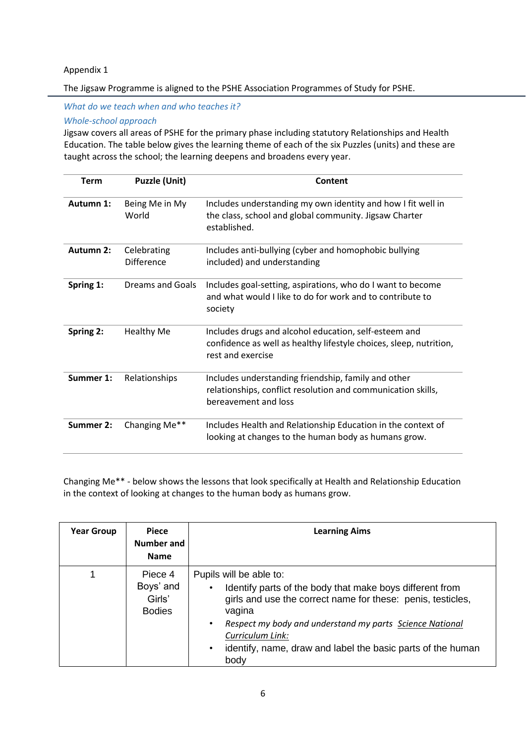Appendix 1

The Jigsaw Programme is aligned to the PSHE Association Programmes of Study for PSHE.

*What do we teach when and who teaches it?*

*Whole-school approach*

Jigsaw covers all areas of PSHE for the primary phase including statutory Relationships and Health Education. The table below gives the learning theme of each of the six Puzzles (units) and these are taught across the school; the learning deepens and broadens every year.

| Term | Puzzle (Unit) | Content |
|---|---|---|
| **Autumn 1:** | Being Me in My World | Includes understanding my own identity and how I fit well in the class, school and global community. Jigsaw Charter established. |
| **Autumn 2:** | Celebrating Difference | Includes anti-bullying (cyber and homophobic bullying included) and understanding |
| **Spring 1:** | Dreams and Goals | Includes goal-setting, aspirations, who do I want to become and what would I like to do for work and to contribute to society |
| **Spring 2:** | Healthy Me | Includes drugs and alcohol education, self-esteem and confidence as well as healthy lifestyle choices, sleep, nutrition, rest and exercise |
| **Summer 1:** | Relationships | Includes understanding friendship, family and other relationships, conflict resolution and communication skills, bereavement and loss |
| **Summer 2:** | Changing Me** | Includes Health and Relationship Education in the context of looking at changes to the human body as humans grow. |

Changing Me** - below shows the lessons that look specifically at Health and Relationship Education in the context of looking at changes to the human body as humans grow.

| Year Group | Piece Number and Name | Learning Aims |
|---|---|---|
| 1 | Piece 4 Boys' and Girls' Bodies | Pupils will be able to:<br>• Identify parts of the body that make boys different from girls and use the correct name for these: penis, testicles, vagina<br>• *Respect my body and understand my parts* *Science National Curriculum Link:*<br>• identify, name, draw and label the basic parts of the human body |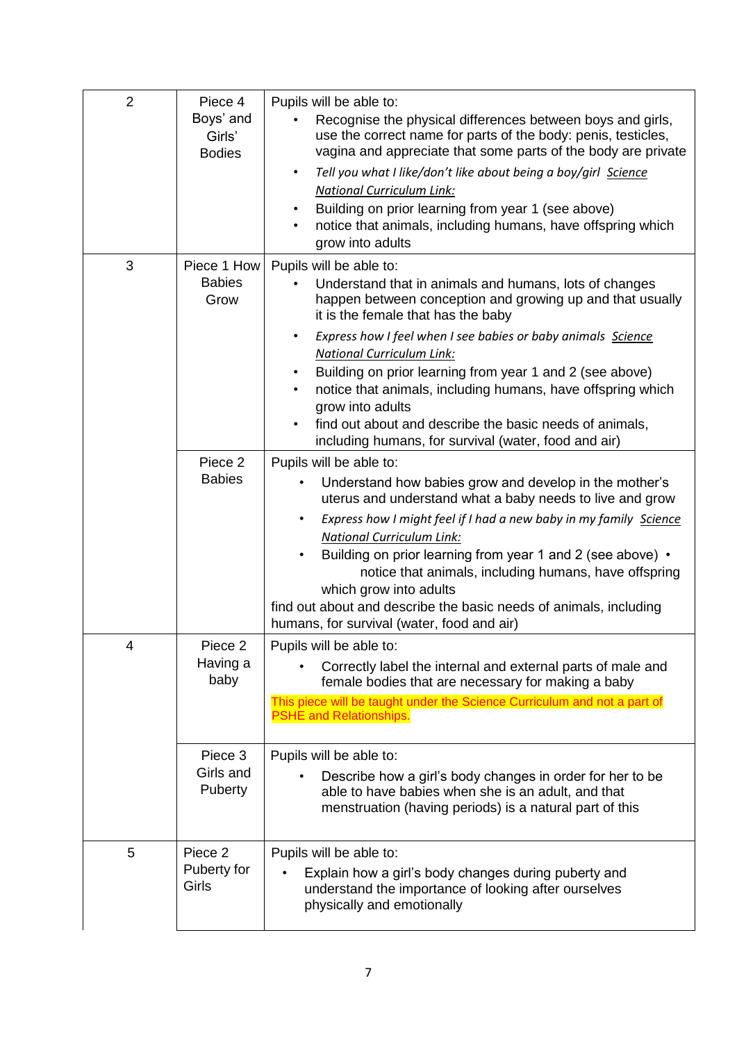| | | |
|---|---|---|
| 2 | Piece 4 Boys' and Girls' Bodies | Pupils will be able to:<br>• Recognise the physical differences between boys and girls, use the correct name for parts of the body: penis, testicles, vagina and appreciate that some parts of the body are private<br>• *Tell you what I like/don't like about being a boy/girl* <u>*Science National Curriculum Link:*</u><br>• Building on prior learning from year 1 (see above)<br>• notice that animals, including humans, have offspring which grow into adults |
| 3 | Piece 1 How Babies Grow | Pupils will be able to:<br>• Understand that in animals and humans, lots of changes happen between conception and growing up and that usually it is the female that has the baby<br>• *Express how I feel when I see babies or baby animals* <u>*Science National Curriculum Link:*</u><br>• Building on prior learning from year 1 and 2 (see above)<br>• notice that animals, including humans, have offspring which grow into adults<br>• find out about and describe the basic needs of animals, including humans, for survival (water, food and air) |
| | Piece 2 Babies | Pupils will be able to:<br>• Understand how babies grow and develop in the mother's uterus and understand what a baby needs to live and grow<br>• *Express how I might feel if I had a new baby in my family* <u>*Science National Curriculum Link:*</u><br>• Building on prior learning from year 1 and 2 (see above) • notice that animals, including humans, have offspring which grow into adults<br>find out about and describe the basic needs of animals, including humans, for survival (water, food and air) |
| 4 | Piece 2 Having a baby | Pupils will be able to:<br>• Correctly label the internal and external parts of male and female bodies that are necessary for making a baby<br>This piece will be taught under the Science Curriculum and not a part of PSHE and Relationships. |
| | Piece 3 Girls and Puberty | Pupils will be able to:<br>• Describe how a girl's body changes in order for her to be able to have babies when she is an adult, and that menstruation (having periods) is a natural part of this |
| 5 | Piece 2 Puberty for Girls | Pupils will be able to:<br>• Explain how a girl's body changes during puberty and understand the importance of looking after ourselves physically and emotionally |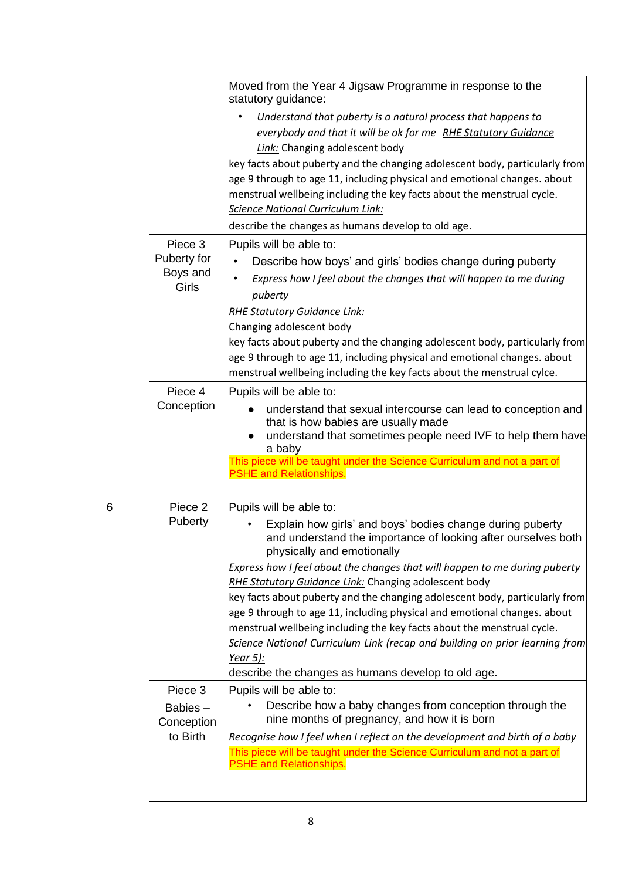| | | |
|---|---|---|
| | | Moved from the Year 4 Jigsaw Programme in response to the statutory guidance:<br>• *Understand that puberty is a natural process that happens to everybody and that it will be ok for me* <u>*RHE Statutory Guidance Link:*</u> Changing adolescent body<br>key facts about puberty and the changing adolescent body, particularly from age 9 through to age 11, including physical and emotional changes. about menstrual wellbeing including the key facts about the menstrual cycle.<br><u>*Science National Curriculum Link:*</u><br>describe the changes as humans develop to old age. |
| | Piece 3 Puberty for Boys and Girls | Pupils will be able to:<br>• Describe how boys' and girls' bodies change during puberty<br>• *Express how I feel about the changes that will happen to me during puberty*<br><u>*RHE Statutory Guidance Link:*</u><br>Changing adolescent body<br>key facts about puberty and the changing adolescent body, particularly from age 9 through to age 11, including physical and emotional changes. about menstrual wellbeing including the key facts about the menstrual cylce. |
| | Piece 4 Conception | Pupils will be able to:<br>• understand that sexual intercourse can lead to conception and that is how babies are usually made<br>• understand that sometimes people need IVF to help them have a baby<br>This piece will be taught under the Science Curriculum and not a part of PSHE and Relationships. |
| 6 | Piece 2 Puberty | Pupils will be able to:<br>• Explain how girls' and boys' bodies change during puberty and understand the importance of looking after ourselves both physically and emotionally<br>*Express how I feel about the changes that will happen to me during puberty*<br><u>*RHE Statutory Guidance Link:*</u> Changing adolescent body<br>key facts about puberty and the changing adolescent body, particularly from age 9 through to age 11, including physical and emotional changes. about menstrual wellbeing including the key facts about the menstrual cycle.<br><u>*Science National Curriculum Link (recap and building on prior learning from Year 5):*</u><br>describe the changes as humans develop to old age. |
| | Piece 3 Babies – Conception to Birth | Pupils will be able to:<br>• Describe how a baby changes from conception through the nine months of pregnancy, and how it is born<br>*Recognise how I feel when I reflect on the development and birth of a baby*<br>This piece will be taught under the Science Curriculum and not a part of PSHE and Relationships. |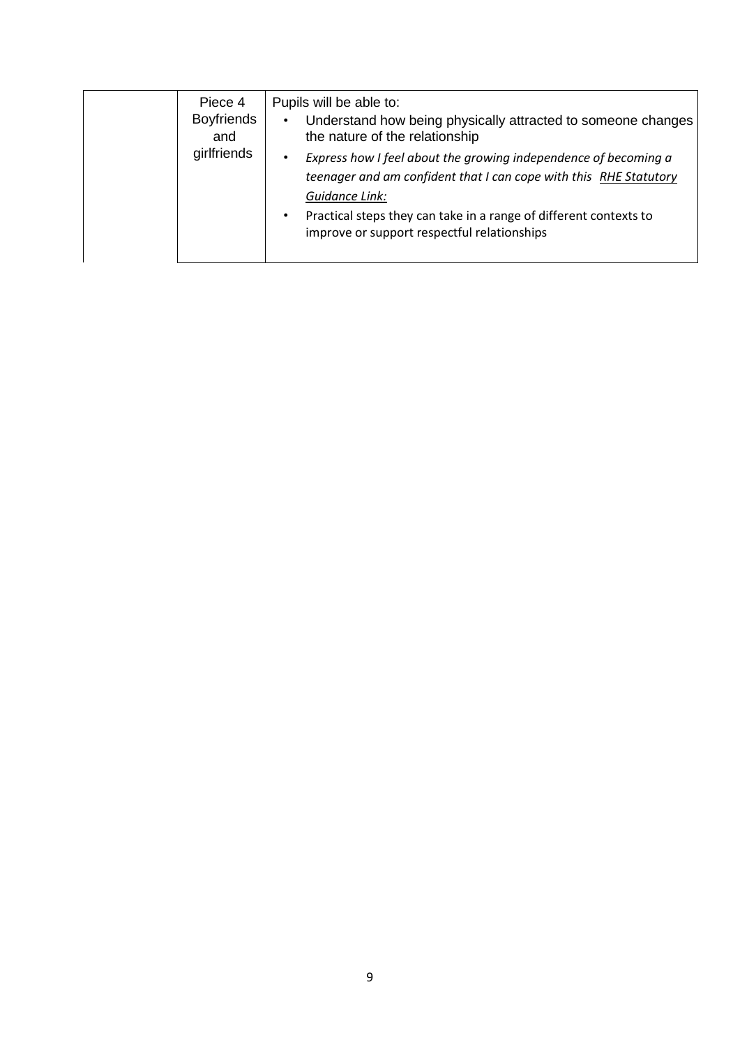|  | Piece 4 Boyfriends and girlfriends | Pupils will be able to:<br>• Understand how being physically attracted to someone changes the nature of the relationship<br>• *Express how I feel about the growing independence of becoming a teenager and am confident that I can cope with this* ***RHE Statutory Guidance Link:***<br>• Practical steps they can take in a range of different contexts to improve or support respectful relationships |
| --- | --- | --- |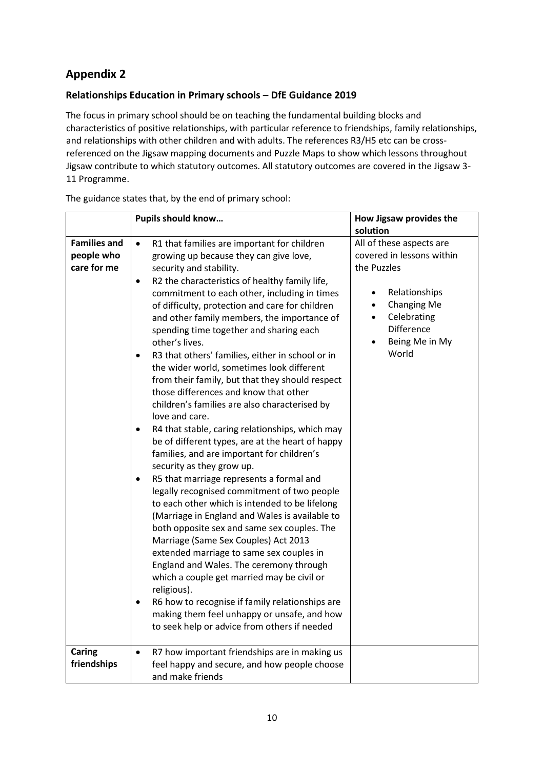# Appendix 2

## Relationships Education in Primary schools – DfE Guidance 2019

The focus in primary school should be on teaching the fundamental building blocks and characteristics of positive relationships, with particular reference to friendships, family relationships, and relationships with other children and with adults. The references R3/H5 etc can be cross-referenced on the Jigsaw mapping documents and Puzzle Maps to show which lessons throughout Jigsaw contribute to which statutory outcomes. All statutory outcomes are covered in the Jigsaw 3-11 Programme.

The guidance states that, by the end of primary school:

| | Pupils should know… | How Jigsaw provides the solution |
|---|---|---|
| **Families and people who care for me** | • R1 that families are important for children growing up because they can give love, security and stability.<br>• R2 the characteristics of healthy family life, commitment to each other, including in times of difficulty, protection and care for children and other family members, the importance of spending time together and sharing each other's lives.<br>• R3 that others' families, either in school or in the wider world, sometimes look different from their family, but that they should respect those differences and know that other children's families are also characterised by love and care.<br>• R4 that stable, caring relationships, which may be of different types, are at the heart of happy families, and are important for children's security as they grow up.<br>• R5 that marriage represents a formal and legally recognised commitment of two people to each other which is intended to be lifelong (Marriage in England and Wales is available to both opposite sex and same sex couples. The Marriage (Same Sex Couples) Act 2013 extended marriage to same sex couples in England and Wales. The ceremony through which a couple get married may be civil or religious).<br>• R6 how to recognise if family relationships are making them feel unhappy or unsafe, and how to seek help or advice from others if needed | All of these aspects are covered in lessons within the Puzzles<br><br>• Relationships<br>• Changing Me<br>• Celebrating Difference<br>• Being Me in My World |
| **Caring friendships** | • R7 how important friendships are in making us feel happy and secure, and how people choose and make friends | |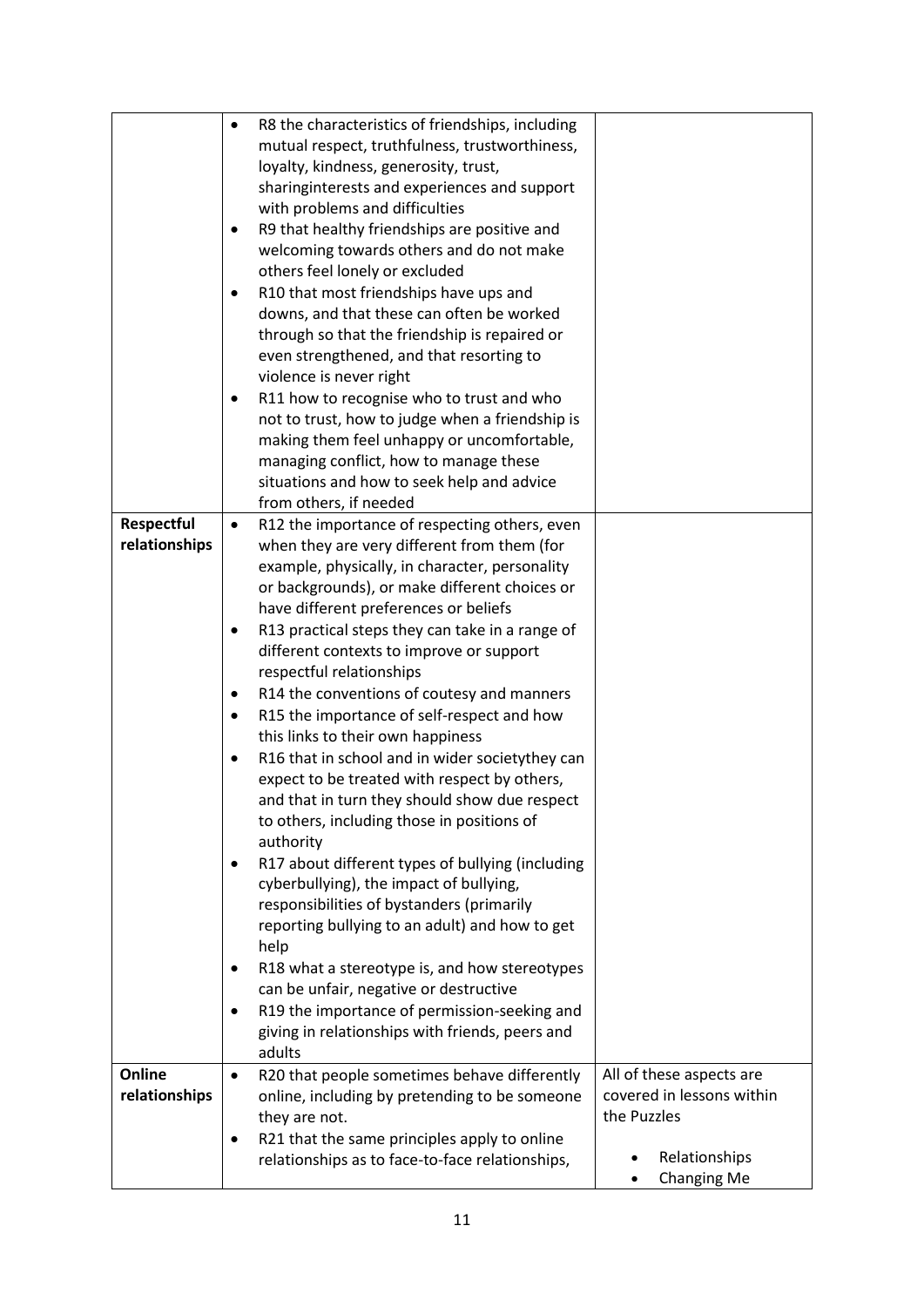| | | |
|---|---|---|
| | • R8 the characteristics of friendships, including mutual respect, truthfulness, trustworthiness, loyalty, kindness, generosity, trust, sharinginterests and experiences and support with problems and difficulties<br>• R9 that healthy friendships are positive and welcoming towards others and do not make others feel lonely or excluded<br>• R10 that most friendships have ups and downs, and that these can often be worked through so that the friendship is repaired or even strengthened, and that resorting to violence is never right<br>• R11 how to recognise who to trust and who not to trust, how to judge when a friendship is making them feel unhappy or uncomfortable, managing conflict, how to manage these situations and how to seek help and advice from others, if needed | |
| **Respectful relationships** | • R12 the importance of respecting others, even when they are very different from them (for example, physically, in character, personality or backgrounds), or make different choices or have different preferences or beliefs<br>• R13 practical steps they can take in a range of different contexts to improve or support respectful relationships<br>• R14 the conventions of coutesy and manners<br>• R15 the importance of self-respect and how this links to their own happiness<br>• R16 that in school and in wider societythey can expect to be treated with respect by others, and that in turn they should show due respect to others, including those in positions of authority<br>• R17 about different types of bullying (including cyberbullying), the impact of bullying, responsibilities of bystanders (primarily reporting bullying to an adult) and how to get help<br>• R18 what a stereotype is, and how stereotypes can be unfair, negative or destructive<br>• R19 the importance of permission-seeking and giving in relationships with friends, peers and adults | |
| **Online relationships** | • R20 that people sometimes behave differently online, including by pretending to be someone they are not.<br>• R21 that the same principles apply to online relationships as to face-to-face relationships, | All of these aspects are covered in lessons within the Puzzles<br><br>• Relationships<br>• Changing Me |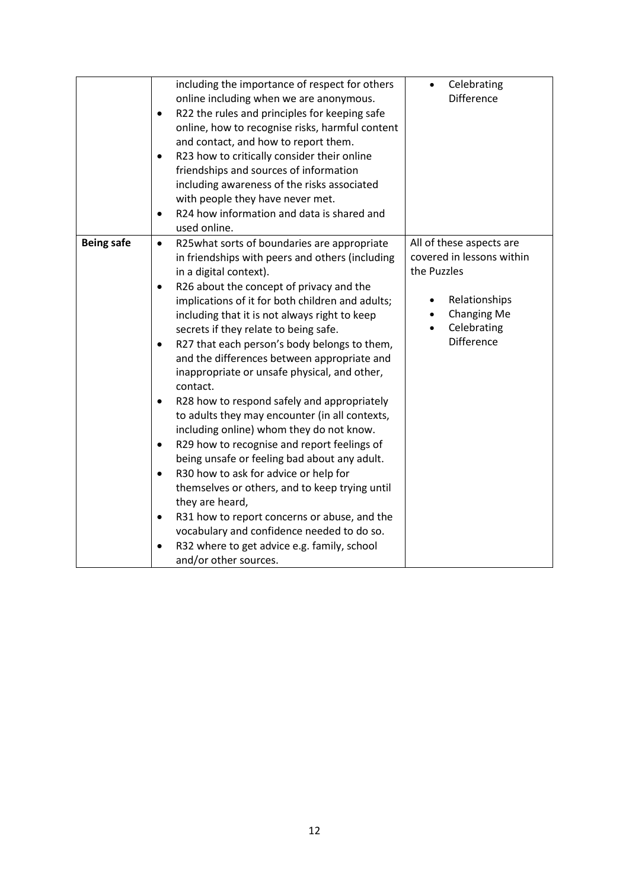| | | |
|---|---|---|
| | including the importance of respect for others online including when we are anonymous.<br>• R22 the rules and principles for keeping safe online, how to recognise risks, harmful content and contact, and how to report them.<br>• R23 how to critically consider their online friendships and sources of information including awareness of the risks associated with people they have never met.<br>• R24 how information and data is shared and used online. | • Celebrating Difference |
| **Being safe** | • R25what sorts of boundaries are appropriate in friendships with peers and others (including in a digital context).<br>• R26 about the concept of privacy and the implications of it for both children and adults; including that it is not always right to keep secrets if they relate to being safe.<br>• R27 that each person's body belongs to them, and the differences between appropriate and inappropriate or unsafe physical, and other, contact.<br>• R28 how to respond safely and appropriately to adults they may encounter (in all contexts, including online) whom they do not know.<br>• R29 how to recognise and report feelings of being unsafe or feeling bad about any adult.<br>• R30 how to ask for advice or help for themselves or others, and to keep trying until they are heard,<br>• R31 how to report concerns or abuse, and the vocabulary and confidence needed to do so.<br>• R32 where to get advice e.g. family, school and/or other sources. | All of these aspects are covered in lessons within the Puzzles<br><br>• Relationships<br>• Changing Me<br>• Celebrating Difference |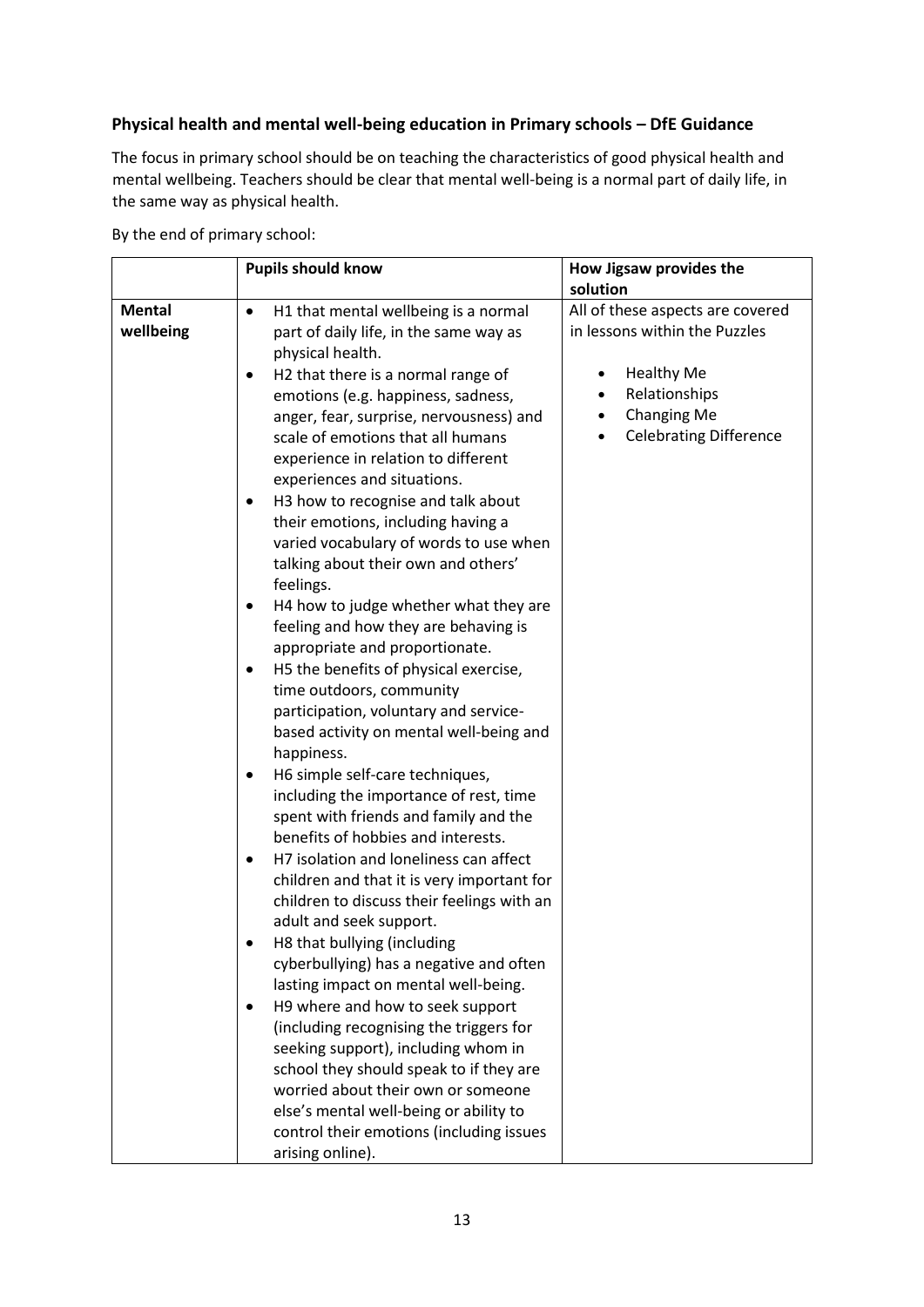### Physical health and mental well-being education in Primary schools – DfE Guidance

The focus in primary school should be on teaching the characteristics of good physical health and mental wellbeing. Teachers should be clear that mental well-being is a normal part of daily life, in the same way as physical health.

By the end of primary school:

| | **Pupils should know** | **How Jigsaw provides the solution** |
|---|---|---|
| **Mental wellbeing** | • H1 that mental wellbeing is a normal part of daily life, in the same way as physical health.<br>• H2 that there is a normal range of emotions (e.g. happiness, sadness, anger, fear, surprise, nervousness) and scale of emotions that all humans experience in relation to different experiences and situations.<br>• H3 how to recognise and talk about their emotions, including having a varied vocabulary of words to use when talking about their own and others' feelings.<br>• H4 how to judge whether what they are feeling and how they are behaving is appropriate and proportionate.<br>• H5 the benefits of physical exercise, time outdoors, community participation, voluntary and service-based activity on mental well-being and happiness.<br>• H6 simple self-care techniques, including the importance of rest, time spent with friends and family and the benefits of hobbies and interests.<br>• H7 isolation and loneliness can affect children and that it is very important for children to discuss their feelings with an adult and seek support.<br>• H8 that bullying (including cyberbullying) has a negative and often lasting impact on mental well-being.<br>• H9 where and how to seek support (including recognising the triggers for seeking support), including whom in school they should speak to if they are worried about their own or someone else's mental well-being or ability to control their emotions (including issues arising online). | All of these aspects are covered in lessons within the Puzzles<br>• Healthy Me<br>• Relationships<br>• Changing Me<br>• Celebrating Difference |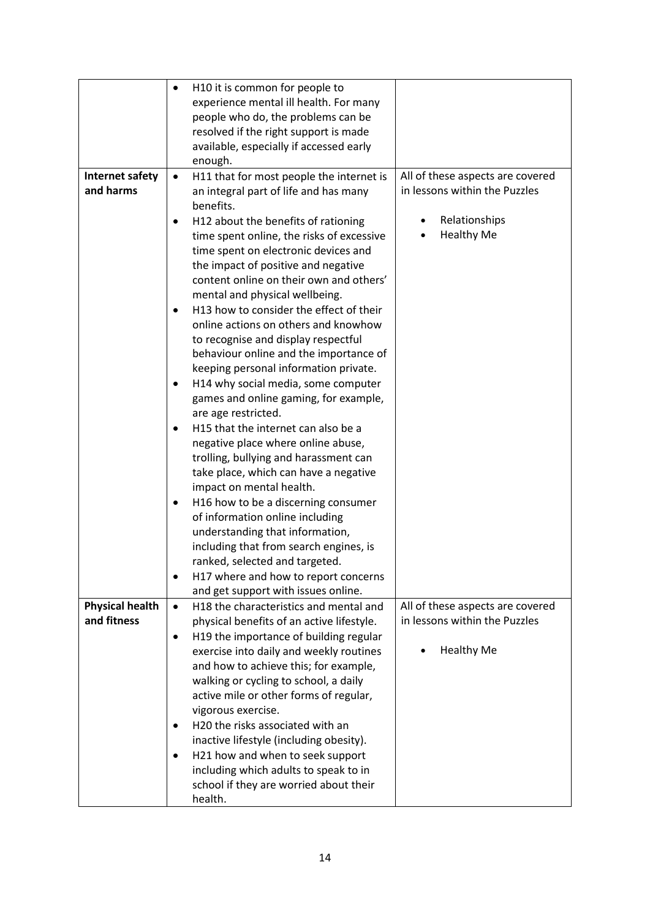| | | |
|---|---|---|
| | • H10 it is common for people to experience mental ill health. For many people who do, the problems can be resolved if the right support is made available, especially if accessed early enough. | |
| **Internet safety and harms** | • H11 that for most people the internet is an integral part of life and has many benefits.<br>• H12 about the benefits of rationing time spent online, the risks of excessive time spent on electronic devices and the impact of positive and negative content online on their own and others' mental and physical wellbeing.<br>• H13 how to consider the effect of their online actions on others and knowhow to recognise and display respectful behaviour online and the importance of keeping personal information private.<br>• H14 why social media, some computer games and online gaming, for example, are age restricted.<br>• H15 that the internet can also be a negative place where online abuse, trolling, bullying and harassment can take place, which can have a negative impact on mental health.<br>• H16 how to be a discerning consumer of information online including understanding that information, including that from search engines, is ranked, selected and targeted.<br>• H17 where and how to report concerns and get support with issues online. | All of these aspects are covered in lessons within the Puzzles<br>• Relationships<br>• Healthy Me |
| **Physical health and fitness** | • H18 the characteristics and mental and physical benefits of an active lifestyle.<br>• H19 the importance of building regular exercise into daily and weekly routines and how to achieve this; for example, walking or cycling to school, a daily active mile or other forms of regular, vigorous exercise.<br>• H20 the risks associated with an inactive lifestyle (including obesity).<br>• H21 how and when to seek support including which adults to speak to in school if they are worried about their health. | All of these aspects are covered in lessons within the Puzzles<br>• Healthy Me |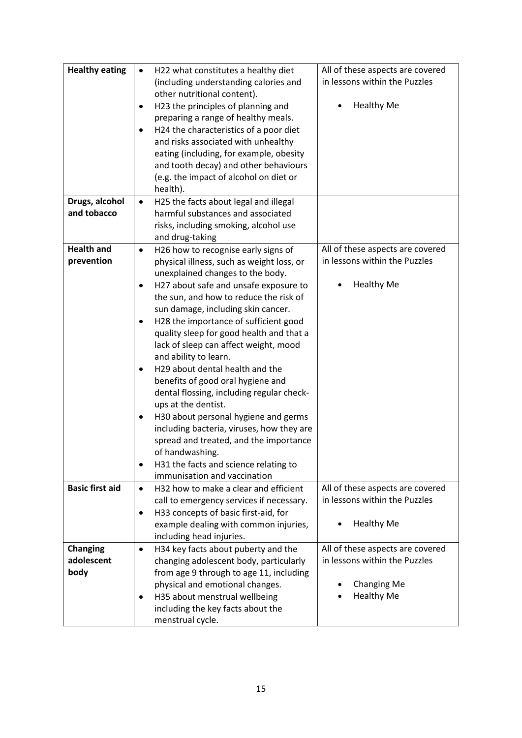| | | |
|---|---|---|
| **Healthy eating** | • H22 what constitutes a healthy diet (including understanding calories and other nutritional content).<br>• H23 the principles of planning and preparing a range of healthy meals.<br>• H24 the characteristics of a poor diet and risks associated with unhealthy eating (including, for example, obesity and tooth decay) and other behaviours (e.g. the impact of alcohol on diet or health). | All of these aspects are covered in lessons within the Puzzles<br><br>• Healthy Me |
| **Drugs, alcohol and tobacco** | • H25 the facts about legal and illegal harmful substances and associated risks, including smoking, alcohol use and drug-taking | |
| **Health and prevention** | • H26 how to recognise early signs of physical illness, such as weight loss, or unexplained changes to the body.<br>• H27 about safe and unsafe exposure to the sun, and how to reduce the risk of sun damage, including skin cancer.<br>• H28 the importance of sufficient good quality sleep for good health and that a lack of sleep can affect weight, mood and ability to learn.<br>• H29 about dental health and the benefits of good oral hygiene and dental flossing, including regular check-ups at the dentist.<br>• H30 about personal hygiene and germs including bacteria, viruses, how they are spread and treated, and the importance of handwashing.<br>• H31 the facts and science relating to immunisation and vaccination | All of these aspects are covered in lessons within the Puzzles<br><br>• Healthy Me |
| **Basic first aid** | • H32 how to make a clear and efficient call to emergency services if necessary.<br>• H33 concepts of basic first-aid, for example dealing with common injuries, including head injuries. | All of these aspects are covered in lessons within the Puzzles<br><br>• Healthy Me |
| **Changing adolescent body** | • H34 key facts about puberty and the changing adolescent body, particularly from age 9 through to age 11, including physical and emotional changes.<br>• H35 about menstrual wellbeing including the key facts about the menstrual cycle. | All of these aspects are covered in lessons within the Puzzles<br><br>• Changing Me<br>• Healthy Me |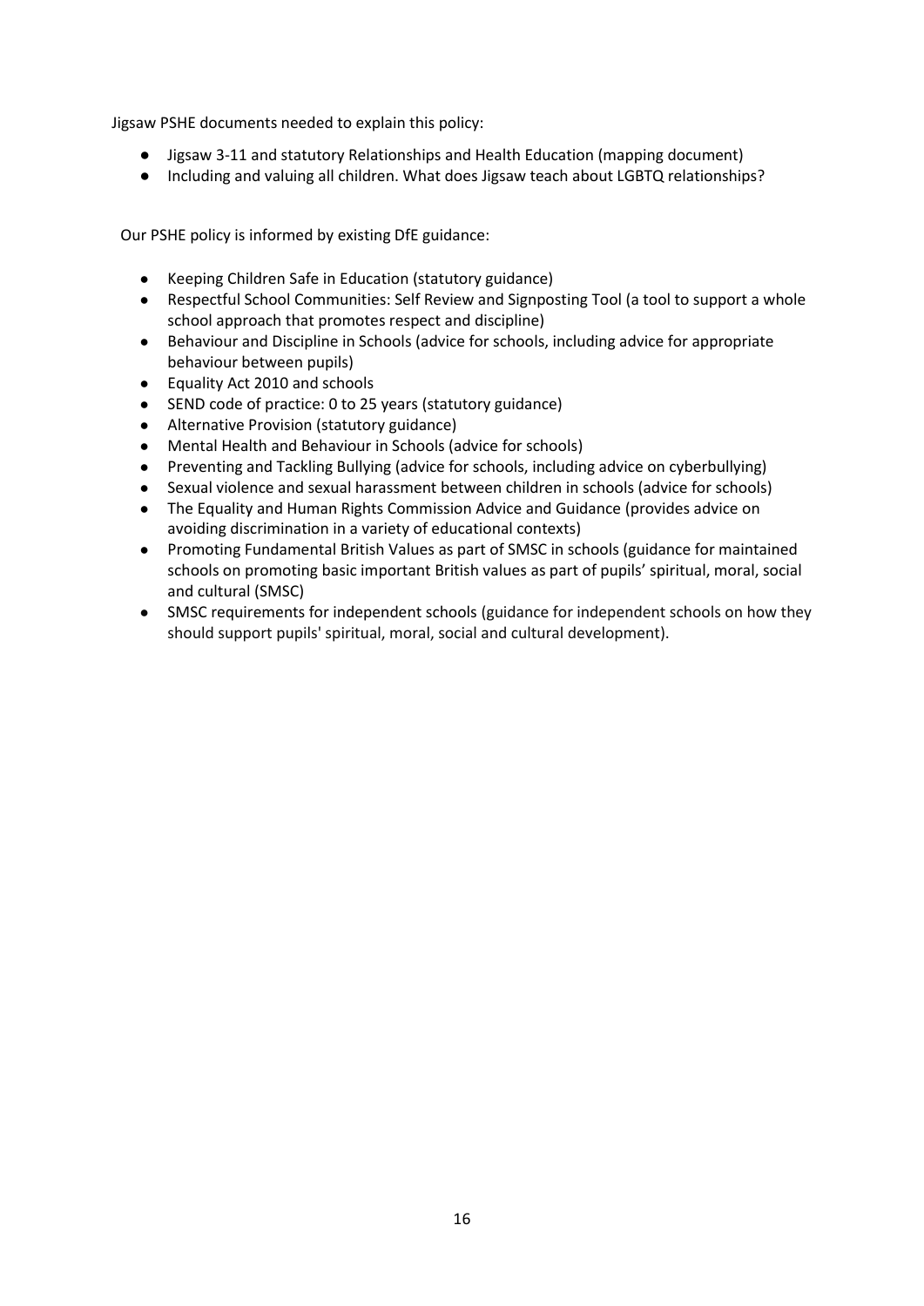Jigsaw PSHE documents needed to explain this policy:

- Jigsaw 3-11 and statutory Relationships and Health Education (mapping document)
- Including and valuing all children. What does Jigsaw teach about LGBTQ relationships?

Our PSHE policy is informed by existing DfE guidance:

- Keeping Children Safe in Education (statutory guidance)
- Respectful School Communities: Self Review and Signposting Tool (a tool to support a whole school approach that promotes respect and discipline)
- Behaviour and Discipline in Schools (advice for schools, including advice for appropriate behaviour between pupils)
- Equality Act 2010 and schools
- SEND code of practice: 0 to 25 years (statutory guidance)
- Alternative Provision (statutory guidance)
- Mental Health and Behaviour in Schools (advice for schools)
- Preventing and Tackling Bullying (advice for schools, including advice on cyberbullying)
- Sexual violence and sexual harassment between children in schools (advice for schools)
- The Equality and Human Rights Commission Advice and Guidance (provides advice on avoiding discrimination in a variety of educational contexts)
- Promoting Fundamental British Values as part of SMSC in schools (guidance for maintained schools on promoting basic important British values as part of pupils' spiritual, moral, social and cultural (SMSC)
- SMSC requirements for independent schools (guidance for independent schools on how they should support pupils' spiritual, moral, social and cultural development).